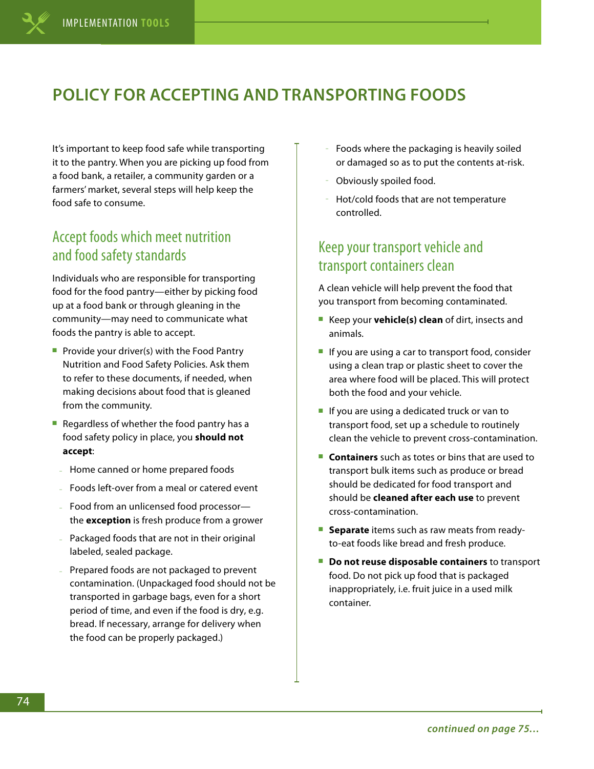# POLICY FOR ACCEPTING AND TRANSPORTING FOODS

It's important to keep food safe while transporting it to the pantry. When you are picking up food from a food bank, a retailer, a community garden or a farmers' market, several steps will help keep the food safe to consume.

## Accept foods which meet nutrition and food safety standards

Individuals who are responsible for transporting food for the food pantry—either by picking food up at a food bank or through gleaning in the community—may need to communicate what foods the pantry is able to accept.

- Provide your driver(s) with the Food Pantry Nutrition and Food Safety Policies. Ask them to refer to these documents, if needed, when making decisions about food that is gleaned from the community.
- Regardless of whether the food pantry has a food safety policy in place, you **should not accept**:
  - Home canned or home prepared foods
  - Foods left-over from a meal or catered event
  - Food from an unlicensed food processor—the **exception** is fresh produce from a grower
  - Packaged foods that are not in their original labeled, sealed package.
  - Prepared foods are not packaged to prevent contamination. (Unpackaged food should not be transported in garbage bags, even for a short period of time, and even if the food is dry, e.g. bread. If necessary, arrange for delivery when the food can be properly packaged.)
  - Foods where the packaging is heavily soiled or damaged so as to put the contents at-risk.
  - Obviously spoiled food.
  - Hot/cold foods that are not temperature controlled.

## Keep your transport vehicle and transport containers clean

A clean vehicle will help prevent the food that you transport from becoming contaminated.

- Keep your **vehicle(s) clean** of dirt, insects and animals.
- If you are using a car to transport food, consider using a clean trap or plastic sheet to cover the area where food will be placed. This will protect both the food and your vehicle.
- If you are using a dedicated truck or van to transport food, set up a schedule to routinely clean the vehicle to prevent cross-contamination.
- **Containers** such as totes or bins that are used to transport bulk items such as produce or bread should be dedicated for food transport and should be **cleaned after each use** to prevent cross-contamination.
- **Separate** items such as raw meats from ready-to-eat foods like bread and fresh produce.
- **Do not reuse disposable containers** to transport food. Do not pick up food that is packaged inappropriately, i.e. fruit juice in a used milk container.

*continued on page 75...*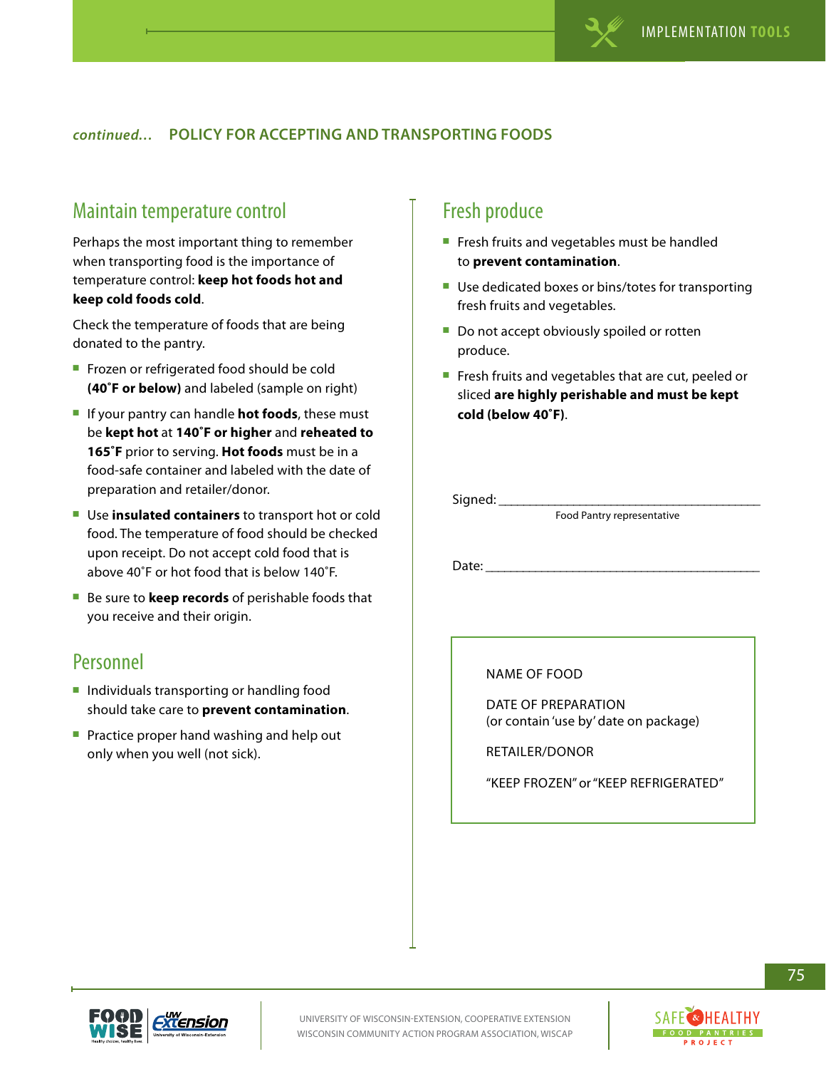*continued...* **POLICY FOR ACCEPTING AND TRANSPORTING FOODS**

## Maintain temperature control

Perhaps the most important thing to remember when transporting food is the importance of temperature control: **keep hot foods hot and keep cold foods cold**.

Check the temperature of foods that are being donated to the pantry.

- Frozen or refrigerated food should be cold **(40˚F or below)** and labeled (sample on right)
- If your pantry can handle **hot foods**, these must be **kept hot** at **140˚F or higher** and **reheated to 165˚F** prior to serving. **Hot foods** must be in a food-safe container and labeled with the date of preparation and retailer/donor.
- Use **insulated containers** to transport hot or cold food. The temperature of food should be checked upon receipt. Do not accept cold food that is above 40˚F or hot food that is below 140˚F.
- Be sure to **keep records** of perishable foods that you receive and their origin.

## Personnel

- Individuals transporting or handling food should take care to **prevent contamination**.
- Practice proper hand washing and help out only when you well (not sick).

## Fresh produce

- Fresh fruits and vegetables must be handled to **prevent contamination**.
- Use dedicated boxes or bins/totes for transporting fresh fruits and vegetables.
- Do not accept obviously spoiled or rotten produce.
- Fresh fruits and vegetables that are cut, peeled or sliced **are highly perishable and must be kept cold (below 40˚F)**.

Signed: ________________________________________
Food Pantry representative

Date: ________________________________________

NAME OF FOOD

DATE OF PREPARATION
(or contain 'use by' date on package)

RETAILER/DONOR

"KEEP FROZEN" or "KEEP REFRIGERATED"